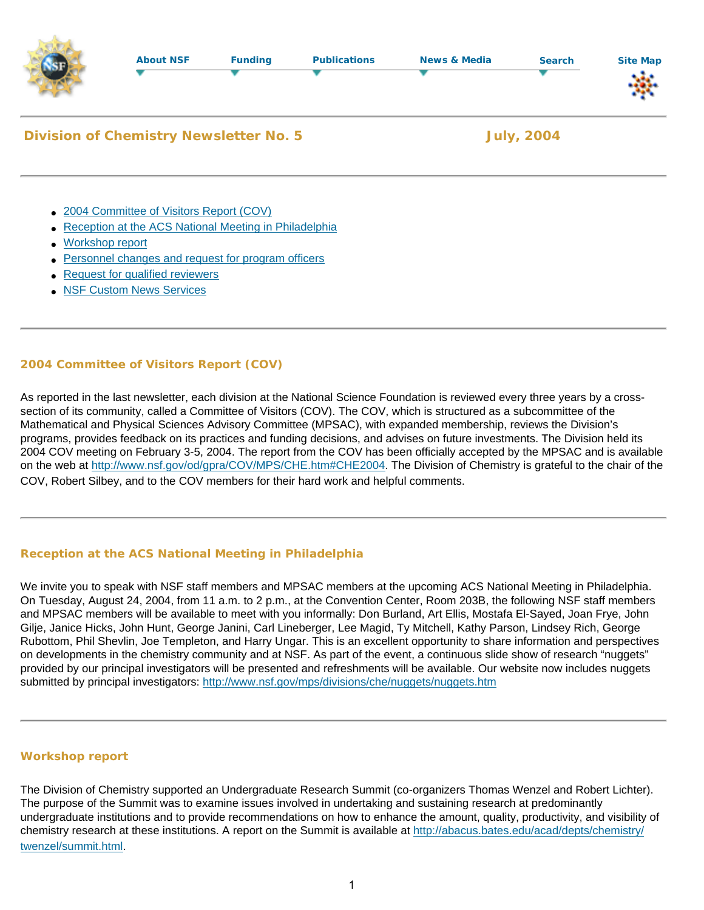## Division of Chemistry Newsletter No. 5 July, 2004

- 2004 Committee of Visitors Report (COV)
- Reception at the ACS National Meeting in Philadelphia
- Workshop report
- Personnel changes and request for program officers
- Request for qualified reviewers
- NSF Custom News Services

### 2004 Committee of Visitors Report (COV)

As reported in the last newsletter, each division at the National Science Foundation is reviewed every three years by a cross-section of its community, called a Committee of Visitors (COV). The COV, which is structured as a subcommittee of the Mathematical and Physical Sciences Advisory Committee (MPSAC), with expanded membership, reviews the Division's programs, provides feedback on its practices and funding decisions, and advises on future investments. The Division held its 2004 COV meeting on February 3-5, 2004. The report from the COV has been officially accepted by the MPSAC and is available on the web at http://www.nsf.gov/od/gpra/COV/MPS/CHE.htm#CHE2004. The Division of Chemistry is grateful to the chair of the COV, Robert Silbey, and to the COV members for their hard work and helpful comments.

### Reception at the ACS National Meeting in Philadelphia

We invite you to speak with NSF staff members and MPSAC members at the upcoming ACS National Meeting in Philadelphia. On Tuesday, August 24, 2004, from 11 a.m. to 2 p.m., at the Convention Center, Room 203B, the following NSF staff members and MPSAC members will be available to meet with you informally: Don Burland, Art Ellis, Mostafa El-Sayed, Joan Frye, John Gilje, Janice Hicks, John Hunt, George Janini, Carl Lineberger, Lee Magid, Ty Mitchell, Kathy Parson, Lindsey Rich, George Rubottom, Phil Shevlin, Joe Templeton, and Harry Ungar. This is an excellent opportunity to share information and perspectives on developments in the chemistry community and at NSF. As part of the event, a continuous slide show of research "nuggets" provided by our principal investigators will be presented and refreshments will be available. Our website now includes nuggets submitted by principal investigators: http://www.nsf.gov/mps/divisions/che/nuggets/nuggets.htm

### Workshop report

The Division of Chemistry supported an Undergraduate Research Summit (co-organizers Thomas Wenzel and Robert Lichter). The purpose of the Summit was to examine issues involved in undertaking and sustaining research at predominantly undergraduate institutions and to provide recommendations on how to enhance the amount, quality, productivity, and visibility of chemistry research at these institutions. A report on the Summit is available at http://abacus.bates.edu/acad/depts/chemistry/twenzel/summit.html.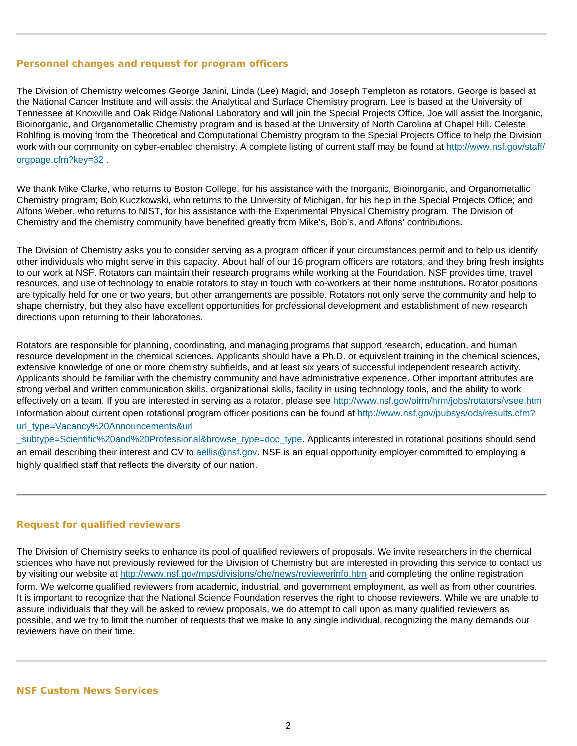---

### Personnel changes and request for program officers

The Division of Chemistry welcomes George Janini, Linda (Lee) Magid, and Joseph Templeton as rotators. George is based at the National Cancer Institute and will assist the Analytical and Surface Chemistry program. Lee is based at the University of Tennessee at Knoxville and Oak Ridge National Laboratory and will join the Special Projects Office. Joe will assist the Inorganic, Bioinorganic, and Organometallic Chemistry program and is based at the University of North Carolina at Chapel Hill. Celeste Rohlfing is moving from the Theoretical and Computational Chemistry program to the Special Projects Office to help the Division work with our community on cyber-enabled chemistry. A complete listing of current staff may be found at http://www.nsf.gov/staff/orgpage.cfm?key=32 .

We thank Mike Clarke, who returns to Boston College, for his assistance with the Inorganic, Bioinorganic, and Organometallic Chemistry program; Bob Kuczkowski, who returns to the University of Michigan, for his help in the Special Projects Office; and Alfons Weber, who returns to NIST, for his assistance with the Experimental Physical Chemistry program. The Division of Chemistry and the chemistry community have benefited greatly from Mike's, Bob's, and Alfons' contributions.

The Division of Chemistry asks you to consider serving as a program officer if your circumstances permit and to help us identify other individuals who might serve in this capacity. About half of our 16 program officers are rotators, and they bring fresh insights to our work at NSF. Rotators can maintain their research programs while working at the Foundation. NSF provides time, travel resources, and use of technology to enable rotators to stay in touch with co-workers at their home institutions. Rotator positions are typically held for one or two years, but other arrangements are possible. Rotators not only serve the community and help to shape chemistry, but they also have excellent opportunities for professional development and establishment of new research directions upon returning to their laboratories.

Rotators are responsible for planning, coordinating, and managing programs that support research, education, and human resource development in the chemical sciences. Applicants should have a Ph.D. or equivalent training in the chemical sciences, extensive knowledge of one or more chemistry subfields, and at least six years of successful independent research activity. Applicants should be familiar with the chemistry community and have administrative experience. Other important attributes are strong verbal and written communication skills, organizational skills, facility in using technology tools, and the ability to work effectively on a team. If you are interested in serving as a rotator, please see http://www.nsf.gov/oirm/hrm/jobs/rotators/vsee.htm Information about current open rotational program officer positions can be found at http://www.nsf.gov/pubsys/ods/results.cfm?url_type=Vacancy%20Announcements&url_subtype=Scientific%20and%20Professional&browse_type=doc_type. Applicants interested in rotational positions should send an email describing their interest and CV to aellis@nsf.gov. NSF is an equal opportunity employer committed to employing a highly qualified staff that reflects the diversity of our nation.

---

### Request for qualified reviewers

The Division of Chemistry seeks to enhance its pool of qualified reviewers of proposals. We invite researchers in the chemical sciences who have not previously reviewed for the Division of Chemistry but are interested in providing this service to contact us by visiting our website at http://www.nsf.gov/mps/divisions/che/news/reviewerinfo.htm and completing the online registration form. We welcome qualified reviewers from academic, industrial, and government employment, as well as from other countries. It is important to recognize that the National Science Foundation reserves the right to choose reviewers. While we are unable to assure individuals that they will be asked to review proposals, we do attempt to call upon as many qualified reviewers as possible, and we try to limit the number of requests that we make to any single individual, recognizing the many demands our reviewers have on their time.

---

### NSF Custom News Services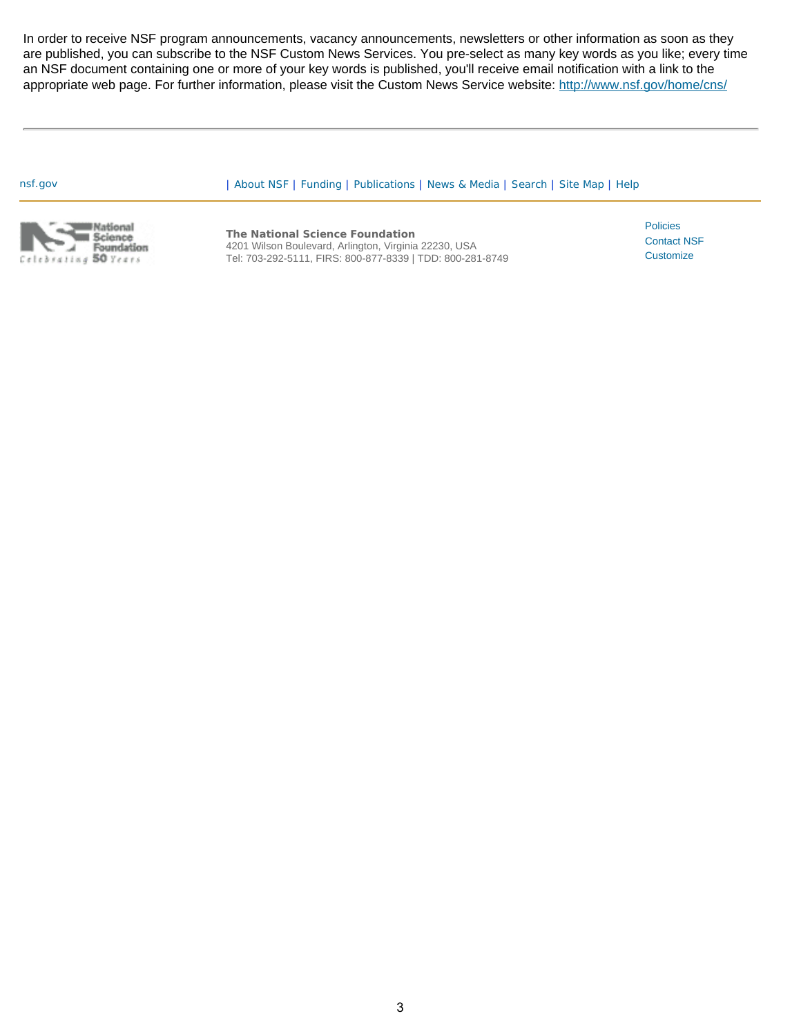In order to receive NSF program announcements, vacancy announcements, newsletters or other information as soon as they are published, you can subscribe to the NSF Custom News Services. You pre-select as many key words as you like; every time an NSF document containing one or more of your key words is published, you'll receive email notification with a link to the appropriate web page. For further information, please visit the Custom News Service website: http://www.nsf.gov/home/cns/

---

nsf.gov | About NSF | Funding | Publications | News & Media | Search | Site Map | Help

**The National Science Foundation**
4201 Wilson Boulevard, Arlington, Virginia 22230, USA
Tel: 703-292-5111, FIRS: 800-877-8339 | TDD: 800-281-8749

Policies
Contact NSF
Customize